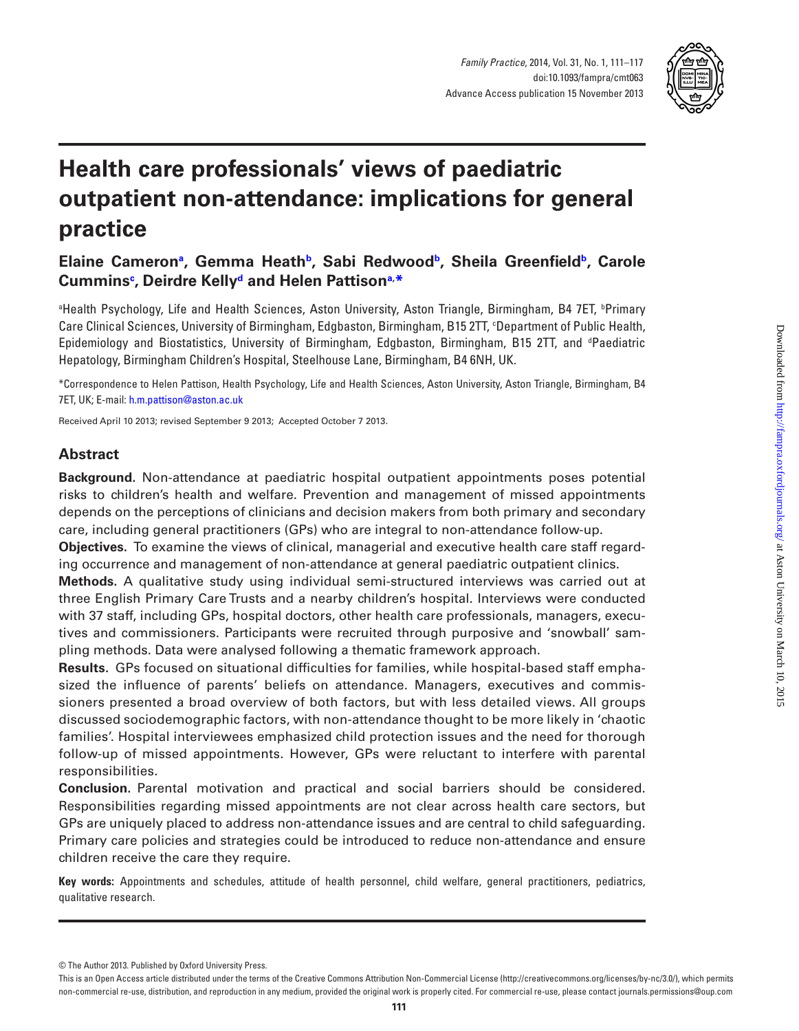# Health care professionals' views of paediatric outpatient non-attendance: implications for general practice

**Elaine Cameron[a], Gemma Heath[b], Sabi Redwood[b], Sheila Greenfield[b], Carole Cummins[c], Deirdre Kelly[d] and Helen Pattison[a,*]**

[a]Health Psychology, Life and Health Sciences, Aston University, Aston Triangle, Birmingham, B4 7ET, [b]Primary Care Clinical Sciences, University of Birmingham, Edgbaston, Birmingham, B15 2TT, [c]Department of Public Health, Epidemiology and Biostatistics, University of Birmingham, Edgbaston, Birmingham, B15 2TT, and [d]Paediatric Hepatology, Birmingham Children's Hospital, Steelhouse Lane, Birmingham, B4 6NH, UK.

*Correspondence to Helen Pattison, Health Psychology, Life and Health Sciences, Aston University, Aston Triangle, Birmingham, B4 7ET, UK; E-mail: h.m.pattison@aston.ac.uk

Received April 10 2013; revised September 9 2013; Accepted October 7 2013.

## Abstract

**Background.** Non-attendance at paediatric hospital outpatient appointments poses potential risks to children's health and welfare. Prevention and management of missed appointments depends on the perceptions of clinicians and decision makers from both primary and secondary care, including general practitioners (GPs) who are integral to non-attendance follow-up.

**Objectives.** To examine the views of clinical, managerial and executive health care staff regarding occurrence and management of non-attendance at general paediatric outpatient clinics.

**Methods.** A qualitative study using individual semi-structured interviews was carried out at three English Primary Care Trusts and a nearby children's hospital. Interviews were conducted with 37 staff, including GPs, hospital doctors, other health care professionals, managers, executives and commissioners. Participants were recruited through purposive and 'snowball' sampling methods. Data were analysed following a thematic framework approach.

**Results.** GPs focused on situational difficulties for families, while hospital-based staff emphasized the influence of parents' beliefs on attendance. Managers, executives and commissioners presented a broad overview of both factors, but with less detailed views. All groups discussed sociodemographic factors, with non-attendance thought to be more likely in 'chaotic families'. Hospital interviewees emphasized child protection issues and the need for thorough follow-up of missed appointments. However, GPs were reluctant to interfere with parental responsibilities.

**Conclusion.** Parental motivation and practical and social barriers should be considered. Responsibilities regarding missed appointments are not clear across health care sectors, but GPs are uniquely placed to address non-attendance issues and are central to child safeguarding. Primary care policies and strategies could be introduced to reduce non-attendance and ensure children receive the care they require.

**Key words:** Appointments and schedules, attitude of health personnel, child welfare, general practitioners, pediatrics, qualitative research.

© The Author 2013. Published by Oxford University Press.

This is an Open Access article distributed under the terms of the Creative Commons Attribution Non-Commercial License (http://creativecommons.org/licenses/by-nc/3.0/), which permits non-commercial re-use, distribution, and reproduction in any medium, provided the original work is properly cited. For commercial re-use, please contact journals.permissions@oup.com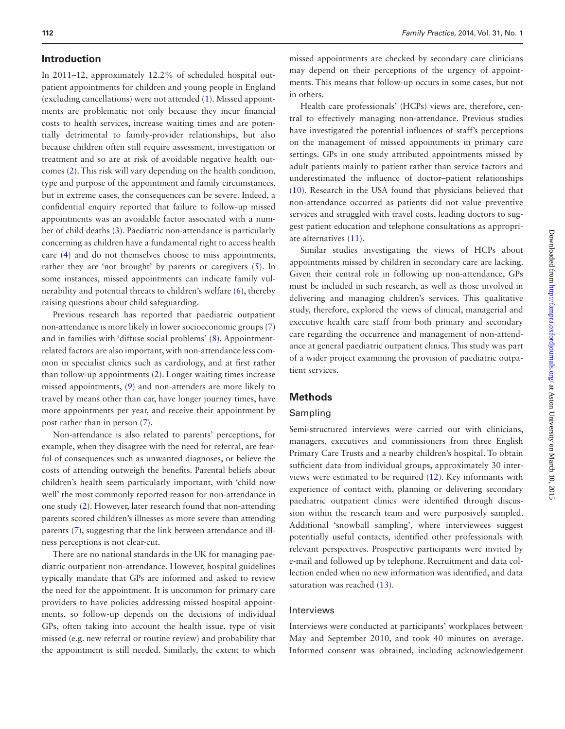## Introduction

In 2011–12, approximately 12.2% of scheduled hospital outpatient appointments for children and young people in England (excluding cancellations) were not attended (1). Missed appointments are problematic not only because they incur financial costs to health services, increase waiting times and are potentially detrimental to family-provider relationships, but also because children often still require assessment, investigation or treatment and so are at risk of avoidable negative health outcomes (2). This risk will vary depending on the health condition, type and purpose of the appointment and family circumstances, but in extreme cases, the consequences can be severe. Indeed, a confidential enquiry reported that failure to follow-up missed appointments was an avoidable factor associated with a number of child deaths (3). Paediatric non-attendance is particularly concerning as children have a fundamental right to access health care (4) and do not themselves choose to miss appointments, rather they are 'not brought' by parents or caregivers (5). In some instances, missed appointments can indicate family vulnerability and potential threats to children's welfare (6), thereby raising questions about child safeguarding.

Previous research has reported that paediatric outpatient non-attendance is more likely in lower socioeconomic groups (7) and in families with 'diffuse social problems' (8). Appointment-related factors are also important, with non-attendance less common in specialist clinics such as cardiology, and at first rather than follow-up appointments (2). Longer waiting times increase missed appointments, (9) and non-attenders are more likely to travel by means other than car, have longer journey times, have more appointments per year, and receive their appointment by post rather than in person (7).

Non-attendance is also related to parents' perceptions, for example, when they disagree with the need for referral, are fearful of consequences such as unwanted diagnoses, or believe the costs of attending outweigh the benefits. Parental beliefs about children's health seem particularly important, with 'child now well' the most commonly reported reason for non-attendance in one study (2). However, later research found that non-attending parents scored children's illnesses as more severe than attending parents (7), suggesting that the link between attendance and illness perceptions is not clear-cut.

There are no national standards in the UK for managing paediatric outpatient non-attendance. However, hospital guidelines typically mandate that GPs are informed and asked to review the need for the appointment. It is uncommon for primary care providers to have policies addressing missed hospital appointments, so follow-up depends on the decisions of individual GPs, often taking into account the health issue, type of visit missed (e.g. new referral or routine review) and probability that the appointment is still needed. Similarly, the extent to which missed appointments are checked by secondary care clinicians may depend on their perceptions of the urgency of appointments. This means that follow-up occurs in some cases, but not in others.

Health care professionals' (HCPs) views are, therefore, central to effectively managing non-attendance. Previous studies have investigated the potential influences of staff's perceptions on the management of missed appointments in primary care settings. GPs in one study attributed appointments missed by adult patients mainly to patient rather than service factors and underestimated the influence of doctor–patient relationships (10). Research in the USA found that physicians believed that non-attendance occurred as patients did not value preventive services and struggled with travel costs, leading doctors to suggest patient education and telephone consultations as appropriate alternatives (11).

Similar studies investigating the views of HCPs about appointments missed by children in secondary care are lacking. Given their central role in following up non-attendance, GPs must be included in such research, as well as those involved in delivering and managing children's services. This qualitative study, therefore, explored the views of clinical, managerial and executive health care staff from both primary and secondary care regarding the occurrence and management of non-attendance at general paediatric outpatient clinics. This study was part of a wider project examining the provision of paediatric outpatient services.

## Methods

### Sampling

Semi-structured interviews were carried out with clinicians, managers, executives and commissioners from three English Primary Care Trusts and a nearby children's hospital. To obtain sufficient data from individual groups, approximately 30 interviews were estimated to be required (12). Key informants with experience of contact with, planning or delivering secondary paediatric outpatient clinics were identified through discussion within the research team and were purposively sampled. Additional 'snowball sampling', where interviewees suggest potentially useful contacts, identified other professionals with relevant perspectives. Prospective participants were invited by e-mail and followed up by telephone. Recruitment and data collection ended when no new information was identified, and data saturation was reached (13).

### Interviews

Interviews were conducted at participants' workplaces between May and September 2010, and took 40 minutes on average. Informed consent was obtained, including acknowledgement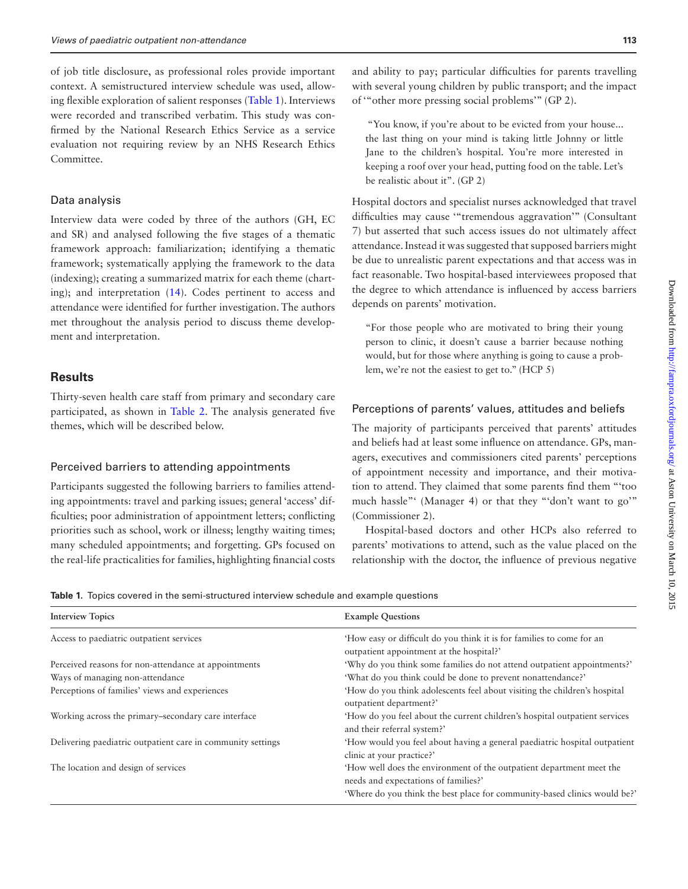of job title disclosure, as professional roles provide important context. A semistructured interview schedule was used, allowing flexible exploration of salient responses (Table 1). Interviews were recorded and transcribed verbatim. This study was confirmed by the National Research Ethics Service as a service evaluation not requiring review by an NHS Research Ethics Committee.

### Data analysis

Interview data were coded by three of the authors (GH, EC and SR) and analysed following the five stages of a thematic framework approach: familiarization; identifying a thematic framework; systematically applying the framework to the data (indexing); creating a summarized matrix for each theme (charting); and interpretation (14). Codes pertinent to access and attendance were identified for further investigation. The authors met throughout the analysis period to discuss theme development and interpretation.

## Results

Thirty-seven health care staff from primary and secondary care participated, as shown in Table 2. The analysis generated five themes, which will be described below.

### Perceived barriers to attending appointments

Participants suggested the following barriers to families attending appointments: travel and parking issues; general 'access' difficulties; poor administration of appointment letters; conflicting priorities such as school, work or illness; lengthy waiting times; many scheduled appointments; and forgetting. GPs focused on the real-life practicalities for families, highlighting financial costs and ability to pay; particular difficulties for parents travelling with several young children by public transport; and the impact of '"other more pressing social problems'" (GP 2).

> "You know, if you're about to be evicted from your house... the last thing on your mind is taking little Johnny or little Jane to the children's hospital. You're more interested in keeping a roof over your head, putting food on the table. Let's be realistic about it". (GP 2)

Hospital doctors and specialist nurses acknowledged that travel difficulties may cause '"tremendous aggravation'" (Consultant 7) but asserted that such access issues do not ultimately affect attendance. Instead it was suggested that supposed barriers might be due to unrealistic parent expectations and that access was in fact reasonable. Two hospital-based interviewees proposed that the degree to which attendance is influenced by access barriers depends on parents' motivation.

> "For those people who are motivated to bring their young person to clinic, it doesn't cause a barrier because nothing would, but for those where anything is going to cause a problem, we're not the easiest to get to." (HCP 5)

### Perceptions of parents' values, attitudes and beliefs

The majority of participants perceived that parents' attitudes and beliefs had at least some influence on attendance. GPs, managers, executives and commissioners cited parents' perceptions of appointment necessity and importance, and their motivation to attend. They claimed that some parents find them "'too much hassle"' (Manager 4) or that they "'don't want to go'" (Commissioner 2).

Hospital-based doctors and other HCPs also referred to parents' motivations to attend, such as the value placed on the relationship with the doctor, the influence of previous negative

**Table 1.** Topics covered in the semi-structured interview schedule and example questions

| Interview Topics | Example Questions |
|---|---|
| Access to paediatric outpatient services | 'How easy or difficult do you think it is for families to come for an outpatient appointment at the hospital?' |
| Perceived reasons for non-attendance at appointments | 'Why do you think some families do not attend outpatient appointments?' |
| Ways of managing non-attendance | 'What do you think could be done to prevent nonattendance?' |
| Perceptions of families' views and experiences | 'How do you think adolescents feel about visiting the children's hospital outpatient department?' |
| Working across the primary–secondary care interface | 'How do you feel about the current children's hospital outpatient services and their referral system?' |
| Delivering paediatric outpatient care in community settings | 'How would you feel about having a general paediatric hospital outpatient clinic at your practice?' |
| The location and design of services | 'How well does the environment of the outpatient department meet the needs and expectations of families?' |
| | 'Where do you think the best place for community-based clinics would be?' |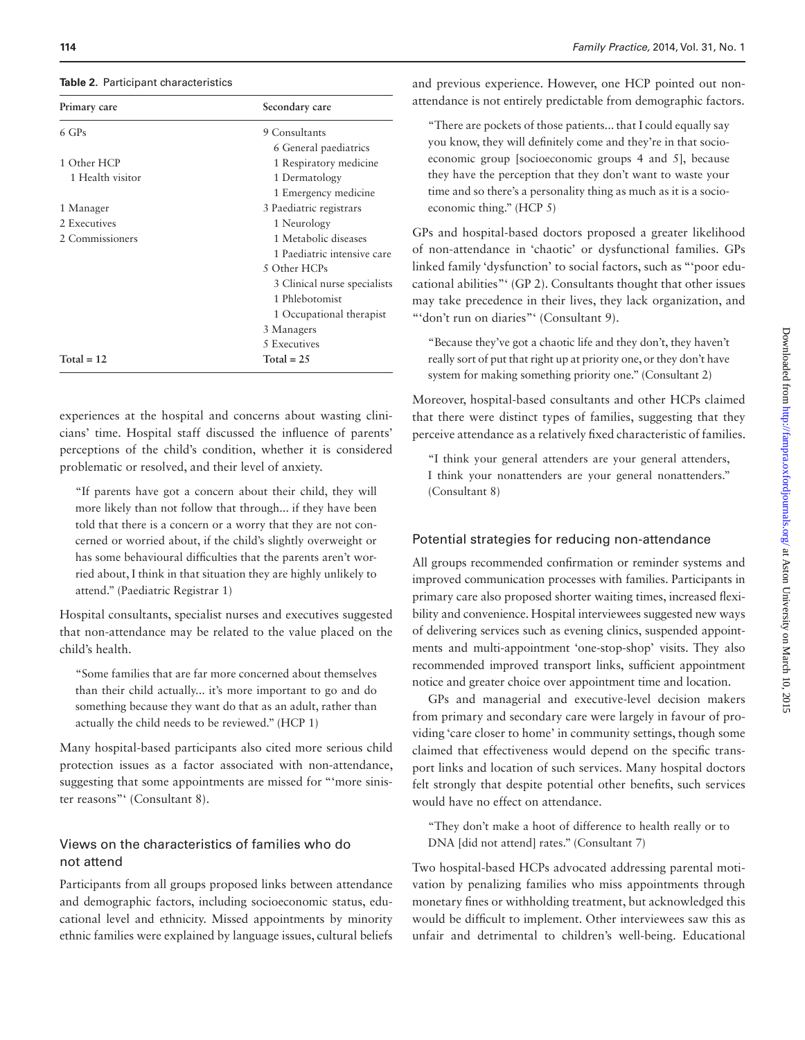**Table 2.** Participant characteristics

| Primary care | Secondary care |
|---|---|
| 6 GPs | 9 Consultants |
| | 6 General paediatrics |
| 1 Other HCP | 1 Respiratory medicine |
| 1 Health visitor | 1 Dermatology |
| | 1 Emergency medicine |
| 1 Manager | 3 Paediatric registrars |
| 2 Executives | 1 Neurology |
| 2 Commissioners | 1 Metabolic diseases |
| | 1 Paediatric intensive care |
| | 5 Other HCPs |
| | 3 Clinical nurse specialists |
| | 1 Phlebotomist |
| | 1 Occupational therapist |
| | 3 Managers |
| | 5 Executives |
| Total = 12 | Total = 25 |

experiences at the hospital and concerns about wasting clinicians' time. Hospital staff discussed the influence of parents' perceptions of the child's condition, whether it is considered problematic or resolved, and their level of anxiety.

> "If parents have got a concern about their child, they will more likely than not follow that through... if they have been told that there is a concern or a worry that they are not concerned or worried about, if the child's slightly overweight or has some behavioural difficulties that the parents aren't worried about, I think in that situation they are highly unlikely to attend." (Paediatric Registrar 1)

Hospital consultants, specialist nurses and executives suggested that non-attendance may be related to the value placed on the child's health.

> "Some families that are far more concerned about themselves than their child actually... it's more important to go and do something because they want do that as an adult, rather than actually the child needs to be reviewed." (HCP 1)

Many hospital-based participants also cited more serious child protection issues as a factor associated with non-attendance, suggesting that some appointments are missed for "'more sinister reasons"' (Consultant 8).

## Views on the characteristics of families who do not attend

Participants from all groups proposed links between attendance and demographic factors, including socioeconomic status, educational level and ethnicity. Missed appointments by minority ethnic families were explained by language issues, cultural beliefs and previous experience. However, one HCP pointed out non-attendance is not entirely predictable from demographic factors.

> "There are pockets of those patients... that I could equally say you know, they will definitely come and they're in that socioeconomic group [socioeconomic groups 4 and 5], because they have the perception that they don't want to waste your time and so there's a personality thing as much as it is a socioeconomic thing." (HCP 5)

GPs and hospital-based doctors proposed a greater likelihood of non-attendance in 'chaotic' or dysfunctional families. GPs linked family 'dysfunction' to social factors, such as "'poor educational abilities"' (GP 2). Consultants thought that other issues may take precedence in their lives, they lack organization, and "'don't run on diaries"' (Consultant 9).

> "Because they've got a chaotic life and they don't, they haven't really sort of put that right up at priority one, or they don't have system for making something priority one." (Consultant 2)

Moreover, hospital-based consultants and other HCPs claimed that there were distinct types of families, suggesting that they perceive attendance as a relatively fixed characteristic of families.

> "I think your general attenders are your general attenders, I think your nonattenders are your general nonattenders." (Consultant 8)

## Potential strategies for reducing non-attendance

All groups recommended confirmation or reminder systems and improved communication processes with families. Participants in primary care also proposed shorter waiting times, increased flexibility and convenience. Hospital interviewees suggested new ways of delivering services such as evening clinics, suspended appointments and multi-appointment 'one-stop-shop' visits. They also recommended improved transport links, sufficient appointment notice and greater choice over appointment time and location.

GPs and managerial and executive-level decision makers from primary and secondary care were largely in favour of providing 'care closer to home' in community settings, though some claimed that effectiveness would depend on the specific transport links and location of such services. Many hospital doctors felt strongly that despite potential other benefits, such services would have no effect on attendance.

> "They don't make a hoot of difference to health really or to DNA [did not attend] rates." (Consultant 7)

Two hospital-based HCPs advocated addressing parental motivation by penalizing families who miss appointments through monetary fines or withholding treatment, but acknowledged this would be difficult to implement. Other interviewees saw this as unfair and detrimental to children's well-being. Educational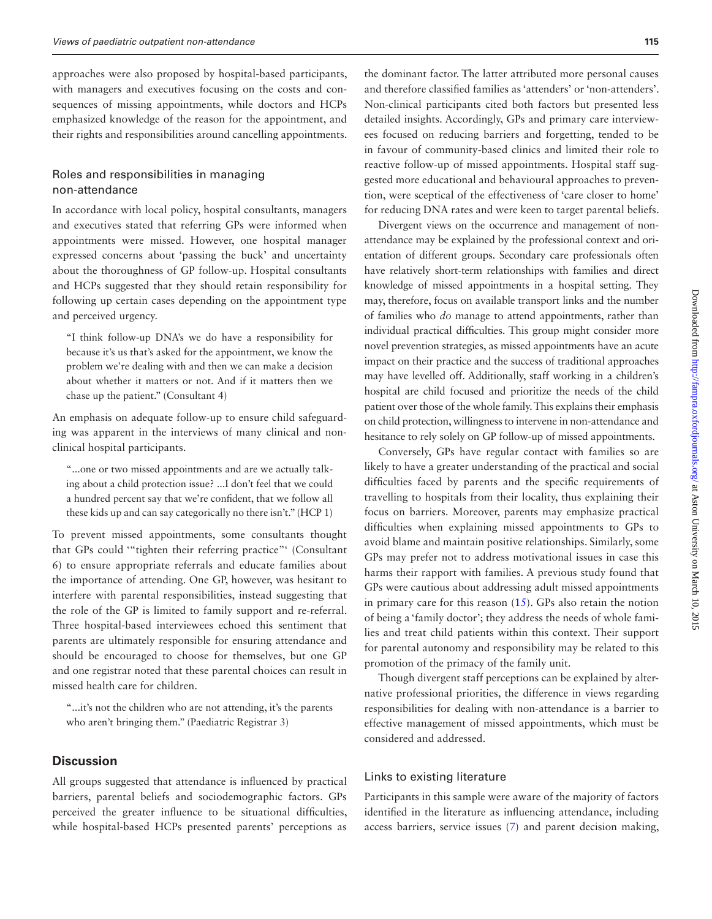approaches were also proposed by hospital-based participants, with managers and executives focusing on the costs and consequences of missing appointments, while doctors and HCPs emphasized knowledge of the reason for the appointment, and their rights and responsibilities around cancelling appointments.

### Roles and responsibilities in managing non-attendance

In accordance with local policy, hospital consultants, managers and executives stated that referring GPs were informed when appointments were missed. However, one hospital manager expressed concerns about 'passing the buck' and uncertainty about the thoroughness of GP follow-up. Hospital consultants and HCPs suggested that they should retain responsibility for following up certain cases depending on the appointment type and perceived urgency.

> "I think follow-up DNA's we do have a responsibility for because it's us that's asked for the appointment, we know the problem we're dealing with and then we can make a decision about whether it matters or not. And if it matters then we chase up the patient." (Consultant 4)

An emphasis on adequate follow-up to ensure child safeguarding was apparent in the interviews of many clinical and non-clinical hospital participants.

> "...one or two missed appointments and are we actually talking about a child protection issue? ...I don't feel that we could a hundred percent say that we're confident, that we follow all these kids up and can say categorically no there isn't." (HCP 1)

To prevent missed appointments, some consultants thought that GPs could '"tighten their referring practice"' (Consultant 6) to ensure appropriate referrals and educate families about the importance of attending. One GP, however, was hesitant to interfere with parental responsibilities, instead suggesting that the role of the GP is limited to family support and re-referral. Three hospital-based interviewees echoed this sentiment that parents are ultimately responsible for ensuring attendance and should be encouraged to choose for themselves, but one GP and one registrar noted that these parental choices can result in missed health care for children.

> "...it's not the children who are not attending, it's the parents who aren't bringing them." (Paediatric Registrar 3)

## Discussion

All groups suggested that attendance is influenced by practical barriers, parental beliefs and sociodemographic factors. GPs perceived the greater influence to be situational difficulties, while hospital-based HCPs presented parents' perceptions as the dominant factor. The latter attributed more personal causes and therefore classified families as 'attenders' or 'non-attenders'. Non-clinical participants cited both factors but presented less detailed insights. Accordingly, GPs and primary care interviewees focused on reducing barriers and forgetting, tended to be in favour of community-based clinics and limited their role to reactive follow-up of missed appointments. Hospital staff suggested more educational and behavioural approaches to prevention, were sceptical of the effectiveness of 'care closer to home' for reducing DNA rates and were keen to target parental beliefs.

Divergent views on the occurrence and management of non-attendance may be explained by the professional context and orientation of different groups. Secondary care professionals often have relatively short-term relationships with families and direct knowledge of missed appointments in a hospital setting. They may, therefore, focus on available transport links and the number of families who *do* manage to attend appointments, rather than individual practical difficulties. This group might consider more novel prevention strategies, as missed appointments have an acute impact on their practice and the success of traditional approaches may have levelled off. Additionally, staff working in a children's hospital are child focused and prioritize the needs of the child patient over those of the whole family. This explains their emphasis on child protection, willingness to intervene in non-attendance and hesitance to rely solely on GP follow-up of missed appointments.

Conversely, GPs have regular contact with families so are likely to have a greater understanding of the practical and social difficulties faced by parents and the specific requirements of travelling to hospitals from their locality, thus explaining their focus on barriers. Moreover, parents may emphasize practical difficulties when explaining missed appointments to GPs to avoid blame and maintain positive relationships. Similarly, some GPs may prefer not to address motivational issues in case this harms their rapport with families. A previous study found that GPs were cautious about addressing adult missed appointments in primary care for this reason (15). GPs also retain the notion of being a 'family doctor'; they address the needs of whole families and treat child patients within this context. Their support for parental autonomy and responsibility may be related to this promotion of the primacy of the family unit.

Though divergent staff perceptions can be explained by alternative professional priorities, the difference in views regarding responsibilities for dealing with non-attendance is a barrier to effective management of missed appointments, which must be considered and addressed.

### Links to existing literature

Participants in this sample were aware of the majority of factors identified in the literature as influencing attendance, including access barriers, service issues (7) and parent decision making,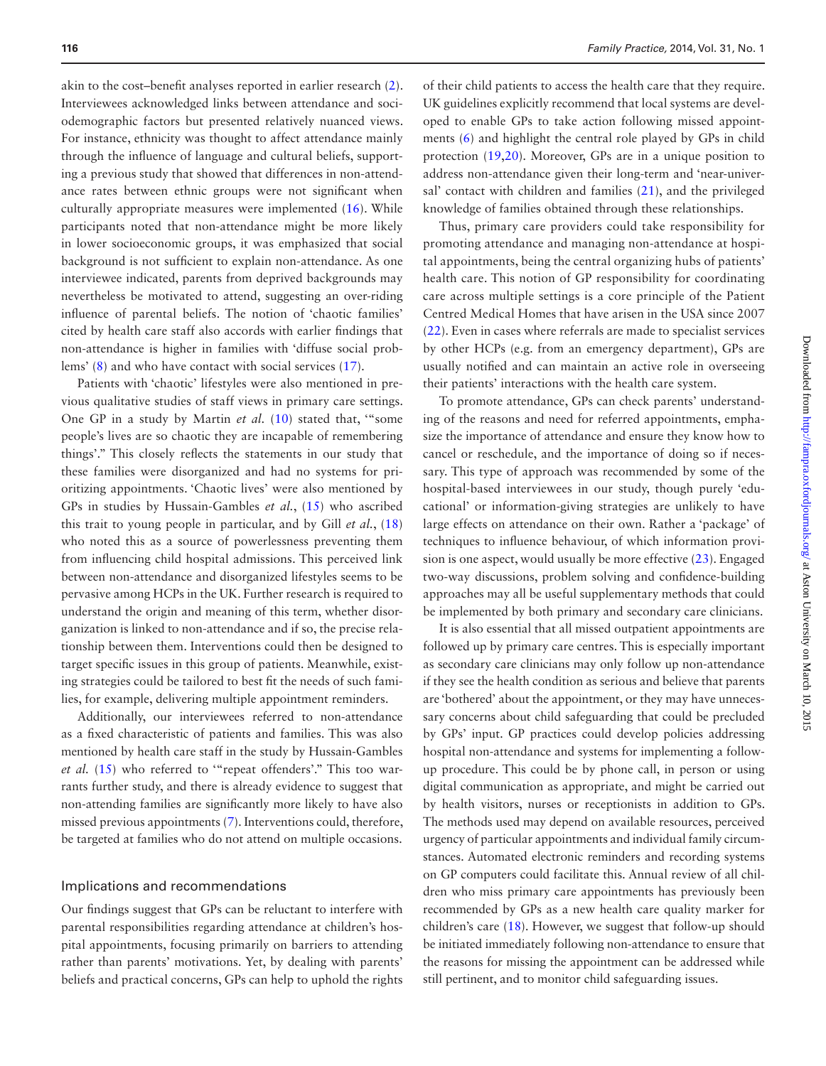akin to the cost–benefit analyses reported in earlier research (2). Interviewees acknowledged links between attendance and sociodemographic factors but presented relatively nuanced views. For instance, ethnicity was thought to affect attendance mainly through the influence of language and cultural beliefs, supporting a previous study that showed that differences in non-attendance rates between ethnic groups were not significant when culturally appropriate measures were implemented (16). While participants noted that non-attendance might be more likely in lower socioeconomic groups, it was emphasized that social background is not sufficient to explain non-attendance. As one interviewee indicated, parents from deprived backgrounds may nevertheless be motivated to attend, suggesting an over-riding influence of parental beliefs. The notion of 'chaotic families' cited by health care staff also accords with earlier findings that non-attendance is higher in families with 'diffuse social problems' (8) and who have contact with social services (17).

Patients with 'chaotic' lifestyles were also mentioned in previous qualitative studies of staff views in primary care settings. One GP in a study by Martin *et al.* (10) stated that, '"some people's lives are so chaotic they are incapable of remembering things'." This closely reflects the statements in our study that these families were disorganized and had no systems for prioritizing appointments. 'Chaotic lives' were also mentioned by GPs in studies by Hussain-Gambles *et al.*, (15) who ascribed this trait to young people in particular, and by Gill *et al.*, (18) who noted this as a source of powerlessness preventing them from influencing child hospital admissions. This perceived link between non-attendance and disorganized lifestyles seems to be pervasive among HCPs in the UK. Further research is required to understand the origin and meaning of this term, whether disorganization is linked to non-attendance and if so, the precise relationship between them. Interventions could then be designed to target specific issues in this group of patients. Meanwhile, existing strategies could be tailored to best fit the needs of such families, for example, delivering multiple appointment reminders.

Additionally, our interviewees referred to non-attendance as a fixed characteristic of patients and families. This was also mentioned by health care staff in the study by Hussain-Gambles *et al.* (15) who referred to '"repeat offenders'." This too warrants further study, and there is already evidence to suggest that non-attending families are significantly more likely to have also missed previous appointments (7). Interventions could, therefore, be targeted at families who do not attend on multiple occasions.

## Implications and recommendations

Our findings suggest that GPs can be reluctant to interfere with parental responsibilities regarding attendance at children's hospital appointments, focusing primarily on barriers to attending rather than parents' motivations. Yet, by dealing with parents' beliefs and practical concerns, GPs can help to uphold the rights of their child patients to access the health care that they require. UK guidelines explicitly recommend that local systems are developed to enable GPs to take action following missed appointments (6) and highlight the central role played by GPs in child protection (19,20). Moreover, GPs are in a unique position to address non-attendance given their long-term and 'near-universal' contact with children and families (21), and the privileged knowledge of families obtained through these relationships.

Thus, primary care providers could take responsibility for promoting attendance and managing non-attendance at hospital appointments, being the central organizing hubs of patients' health care. This notion of GP responsibility for coordinating care across multiple settings is a core principle of the Patient Centred Medical Homes that have arisen in the USA since 2007 (22). Even in cases where referrals are made to specialist services by other HCPs (e.g. from an emergency department), GPs are usually notified and can maintain an active role in overseeing their patients' interactions with the health care system.

To promote attendance, GPs can check parents' understanding of the reasons and need for referred appointments, emphasize the importance of attendance and ensure they know how to cancel or reschedule, and the importance of doing so if necessary. This type of approach was recommended by some of the hospital-based interviewees in our study, though purely 'educational' or information-giving strategies are unlikely to have large effects on attendance on their own. Rather a 'package' of techniques to influence behaviour, of which information provision is one aspect, would usually be more effective (23). Engaged two-way discussions, problem solving and confidence-building approaches may all be useful supplementary methods that could be implemented by both primary and secondary care clinicians.

It is also essential that all missed outpatient appointments are followed up by primary care centres. This is especially important as secondary care clinicians may only follow up non-attendance if they see the health condition as serious and believe that parents are 'bothered' about the appointment, or they may have unnecessary concerns about child safeguarding that could be precluded by GPs' input. GP practices could develop policies addressing hospital non-attendance and systems for implementing a follow-up procedure. This could be by phone call, in person or using digital communication as appropriate, and might be carried out by health visitors, nurses or receptionists in addition to GPs. The methods used may depend on available resources, perceived urgency of particular appointments and individual family circumstances. Automated electronic reminders and recording systems on GP computers could facilitate this. Annual review of all children who miss primary care appointments has previously been recommended by GPs as a new health care quality marker for children's care (18). However, we suggest that follow-up should be initiated immediately following non-attendance to ensure that the reasons for missing the appointment can be addressed while still pertinent, and to monitor child safeguarding issues.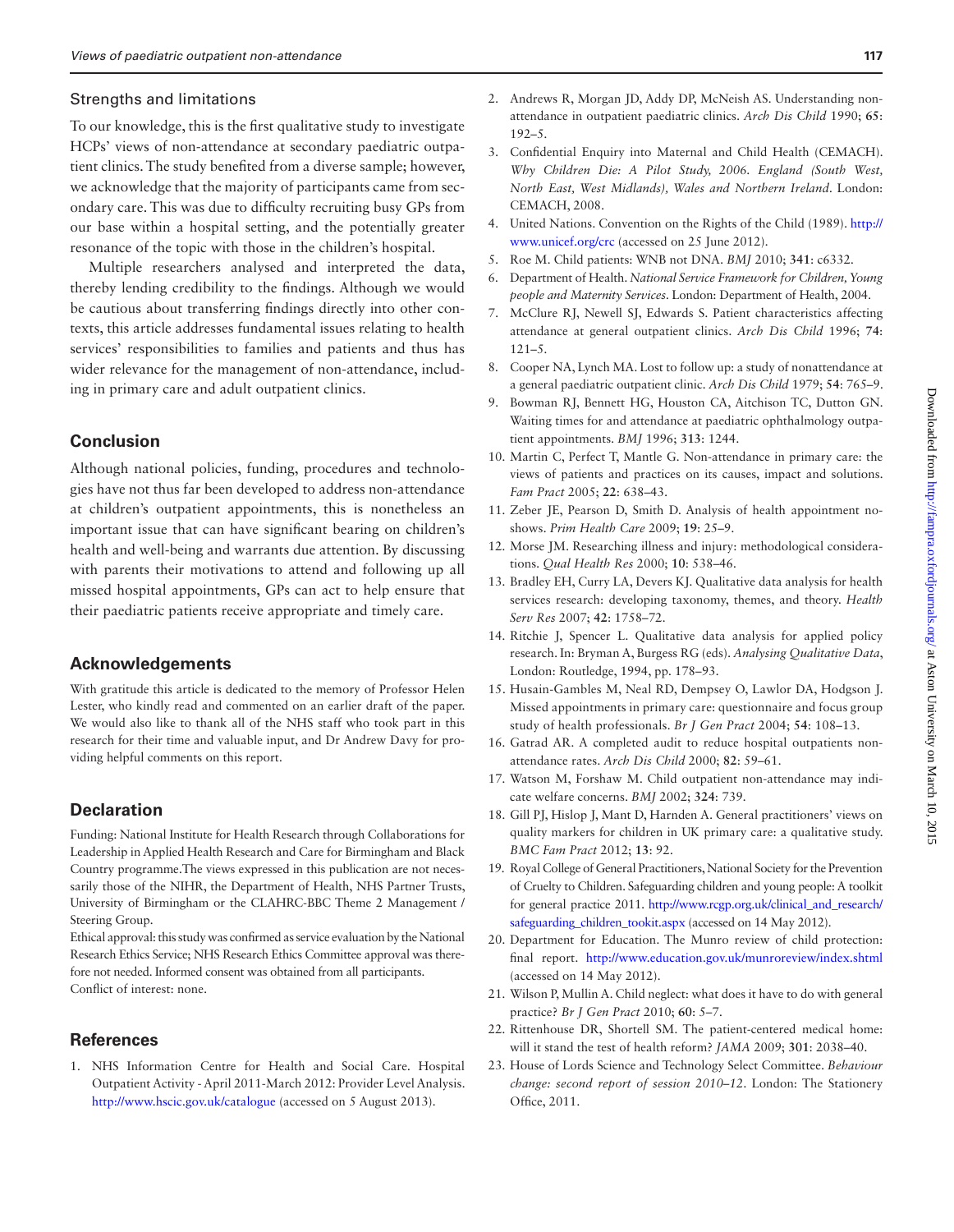## Strengths and limitations

To our knowledge, this is the first qualitative study to investigate HCPs' views of non-attendance at secondary paediatric outpatient clinics. The study benefited from a diverse sample; however, we acknowledge that the majority of participants came from secondary care. This was due to difficulty recruiting busy GPs from our base within a hospital setting, and the potentially greater resonance of the topic with those in the children's hospital.

Multiple researchers analysed and interpreted the data, thereby lending credibility to the findings. Although we would be cautious about transferring findings directly into other contexts, this article addresses fundamental issues relating to health services' responsibilities to families and patients and thus has wider relevance for the management of non-attendance, including in primary care and adult outpatient clinics.

## Conclusion

Although national policies, funding, procedures and technologies have not thus far been developed to address non-attendance at children's outpatient appointments, this is nonetheless an important issue that can have significant bearing on children's health and well-being and warrants due attention. By discussing with parents their motivations to attend and following up all missed hospital appointments, GPs can act to help ensure that their paediatric patients receive appropriate and timely care.

## Acknowledgements

With gratitude this article is dedicated to the memory of Professor Helen Lester, who kindly read and commented on an earlier draft of the paper. We would also like to thank all of the NHS staff who took part in this research for their time and valuable input, and Dr Andrew Davy for providing helpful comments on this report.

## Declaration

Funding: National Institute for Health Research through Collaborations for Leadership in Applied Health Research and Care for Birmingham and Black Country programme.The views expressed in this publication are not necessarily those of the NIHR, the Department of Health, NHS Partner Trusts, University of Birmingham or the CLAHRC-BBC Theme 2 Management / Steering Group.

Ethical approval: this study was confirmed as service evaluation by the National Research Ethics Service; NHS Research Ethics Committee approval was therefore not needed. Informed consent was obtained from all participants.

Conflict of interest: none.

## References

1. NHS Information Centre for Health and Social Care. Hospital Outpatient Activity - April 2011-March 2012: Provider Level Analysis. http://www.hscic.gov.uk/catalogue (accessed on 5 August 2013).
2. Andrews R, Morgan JD, Addy DP, McNeish AS. Understanding non-attendance in outpatient paediatric clinics. *Arch Dis Child* 1990; **65**: 192–5.
3. Confidential Enquiry into Maternal and Child Health (CEMACH). *Why Children Die: A Pilot Study, 2006. England (South West, North East, West Midlands), Wales and Northern Ireland*. London: CEMACH, 2008.
4. United Nations. Convention on the Rights of the Child (1989). http://www.unicef.org/crc (accessed on 25 June 2012).
5. Roe M. Child patients: WNB not DNA. *BMJ* 2010; **341**: c6332.
6. Department of Health. *National Service Framework for Children, Young people and Maternity Services*. London: Department of Health, 2004.
7. McClure RJ, Newell SJ, Edwards S. Patient characteristics affecting attendance at general outpatient clinics. *Arch Dis Child* 1996; **74**: 121–5.
8. Cooper NA, Lynch MA. Lost to follow up: a study of nonattendance at a general paediatric outpatient clinic. *Arch Dis Child* 1979; **54**: 765–9.
9. Bowman RJ, Bennett HG, Houston CA, Aitchison TC, Dutton GN. Waiting times for and attendance at paediatric ophthalmology outpatient appointments. *BMJ* 1996; **313**: 1244.
10. Martin C, Perfect T, Mantle G. Non-attendance in primary care: the views of patients and practices on its causes, impact and solutions. *Fam Pract* 2005; **22**: 638–43.
11. Zeber JE, Pearson D, Smith D. Analysis of health appointment no-shows. *Prim Health Care* 2009; **19**: 25–9.
12. Morse JM. Researching illness and injury: methodological considerations. *Qual Health Res* 2000; **10**: 538–46.
13. Bradley EH, Curry LA, Devers KJ. Qualitative data analysis for health services research: developing taxonomy, themes, and theory. *Health Serv Res* 2007; **42**: 1758–72.
14. Ritchie J, Spencer L. Qualitative data analysis for applied policy research. In: Bryman A, Burgess RG (eds). *Analysing Qualitative Data*, London: Routledge, 1994, pp. 178–93.
15. Husain-Gambles M, Neal RD, Dempsey O, Lawlor DA, Hodgson J. Missed appointments in primary care: questionnaire and focus group study of health professionals. *Br J Gen Pract* 2004; **54**: 108–13.
16. Gatrad AR. A completed audit to reduce hospital outpatients non-attendance rates. *Arch Dis Child* 2000; **82**: 59–61.
17. Watson M, Forshaw M. Child outpatient non-attendance may indicate welfare concerns. *BMJ* 2002; **324**: 739.
18. Gill PJ, Hislop J, Mant D, Harnden A. General practitioners' views on quality markers for children in UK primary care: a qualitative study. *BMC Fam Pract* 2012; **13**: 92.
19. Royal College of General Practitioners, National Society for the Prevention of Cruelty to Children. Safeguarding children and young people: A toolkit for general practice 2011. http://www.rcgp.org.uk/clinical_and_research/safeguarding_children_tookit.aspx (accessed on 14 May 2012).
20. Department for Education. The Munro review of child protection: final report. http://www.education.gov.uk/munroreview/index.shtml (accessed on 14 May 2012).
21. Wilson P, Mullin A. Child neglect: what does it have to do with general practice? *Br J Gen Pract* 2010; **60**: 5–7.
22. Rittenhouse DR, Shortell SM. The patient-centered medical home: will it stand the test of health reform? *JAMA* 2009; **301**: 2038–40.
23. House of Lords Science and Technology Select Committee. *Behaviour change: second report of session 2010–12*. London: The Stationery Office, 2011.